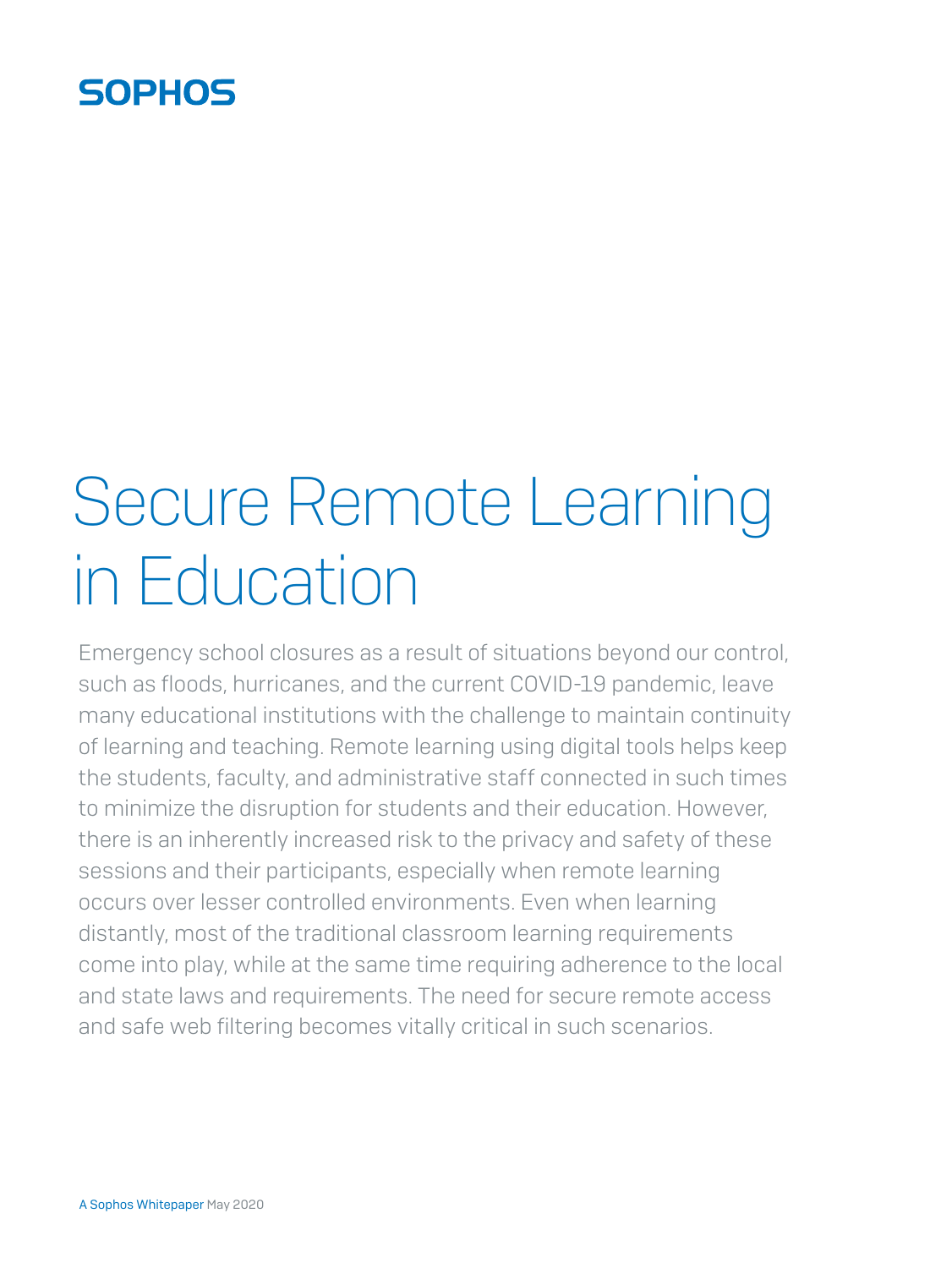SOPHOS

# Secure Remote Learning in Education

Emergency school closures as a result of situations beyond our control, such as floods, hurricanes, and the current COVID-19 pandemic, leave many educational institutions with the challenge to maintain continuity of learning and teaching. Remote learning using digital tools helps keep the students, faculty, and administrative staff connected in such times to minimize the disruption for students and their education. However, there is an inherently increased risk to the privacy and safety of these sessions and their participants, especially when remote learning occurs over lesser controlled environments. Even when learning distantly, most of the traditional classroom learning requirements come into play, while at the same time requiring adherence to the local and state laws and requirements. The need for secure remote access and safe web filtering becomes vitally critical in such scenarios.

A Sophos Whitepaper May 2020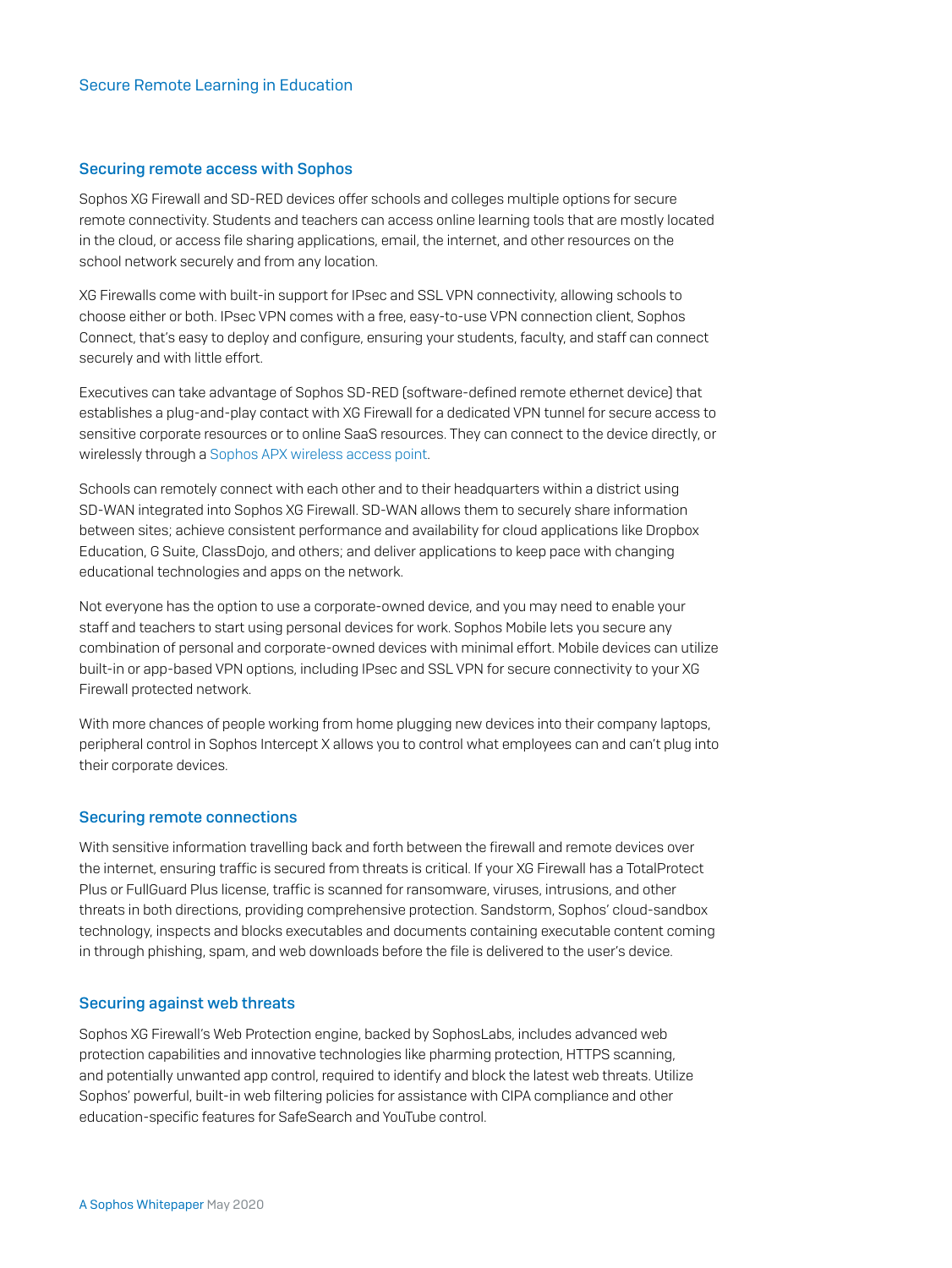## Securing remote access with Sophos

Sophos XG Firewall and SD-RED devices offer schools and colleges multiple options for secure remote connectivity. Students and teachers can access online learning tools that are mostly located in the cloud, or access file sharing applications, email, the internet, and other resources on the school network securely and from any location.

XG Firewalls come with built-in support for IPsec and SSL VPN connectivity, allowing schools to choose either or both. IPsec VPN comes with a free, easy-to-use VPN connection client, Sophos Connect, that's easy to deploy and configure, ensuring your students, faculty, and staff can connect securely and with little effort.

Executives can take advantage of Sophos SD-RED (software-defined remote ethernet device) that establishes a plug-and-play contact with XG Firewall for a dedicated VPN tunnel for secure access to sensitive corporate resources or to online SaaS resources. They can connect to the device directly, or wirelessly through a Sophos APX wireless access point.

Schools can remotely connect with each other and to their headquarters within a district using SD-WAN integrated into Sophos XG Firewall. SD-WAN allows them to securely share information between sites; achieve consistent performance and availability for cloud applications like Dropbox Education, G Suite, ClassDojo, and others; and deliver applications to keep pace with changing educational technologies and apps on the network.

Not everyone has the option to use a corporate-owned device, and you may need to enable your staff and teachers to start using personal devices for work. Sophos Mobile lets you secure any combination of personal and corporate-owned devices with minimal effort. Mobile devices can utilize built-in or app-based VPN options, including IPsec and SSL VPN for secure connectivity to your XG Firewall protected network.

With more chances of people working from home plugging new devices into their company laptops, peripheral control in Sophos Intercept X allows you to control what employees can and can't plug into their corporate devices.

## Securing remote connections

With sensitive information travelling back and forth between the firewall and remote devices over the internet, ensuring traffic is secured from threats is critical. If your XG Firewall has a TotalProtect Plus or FullGuard Plus license, traffic is scanned for ransomware, viruses, intrusions, and other threats in both directions, providing comprehensive protection. Sandstorm, Sophos' cloud-sandbox technology, inspects and blocks executables and documents containing executable content coming in through phishing, spam, and web downloads before the file is delivered to the user's device.

## Securing against web threats

Sophos XG Firewall's Web Protection engine, backed by SophosLabs, includes advanced web protection capabilities and innovative technologies like pharming protection, HTTPS scanning, and potentially unwanted app control, required to identify and block the latest web threats. Utilize Sophos' powerful, built-in web filtering policies for assistance with CIPA compliance and other education-specific features for SafeSearch and YouTube control.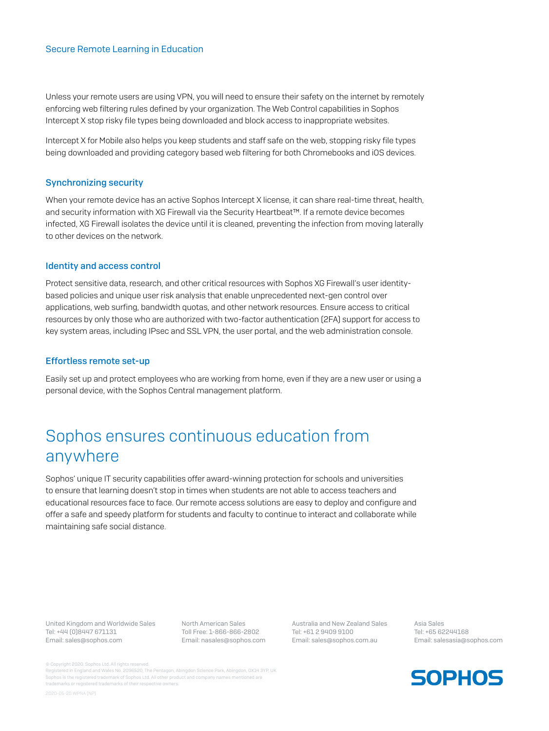Unless your remote users are using VPN, you will need to ensure their safety on the internet by remotely enforcing web filtering rules defined by your organization. The Web Control capabilities in Sophos Intercept X stop risky file types being downloaded and block access to inappropriate websites.

Intercept X for Mobile also helps you keep students and staff safe on the web, stopping risky file types being downloaded and providing category based web filtering for both Chromebooks and iOS devices.

### Synchronizing security

When your remote device has an active Sophos Intercept X license, it can share real-time threat, health, and security information with XG Firewall via the Security Heartbeat™. If a remote device becomes infected, XG Firewall isolates the device until it is cleaned, preventing the infection from moving laterally to other devices on the network.

### Identity and access control

Protect sensitive data, research, and other critical resources with Sophos XG Firewall's user identity-based policies and unique user risk analysis that enable unprecedented next-gen control over applications, web surfing, bandwidth quotas, and other network resources. Ensure access to critical resources by only those who are authorized with two-factor authentication (2FA) support for access to key system areas, including IPsec and SSL VPN, the user portal, and the web administration console.

### Effortless remote set-up

Easily set up and protect employees who are working from home, even if they are a new user or using a personal device, with the Sophos Central management platform.

## Sophos ensures continuous education from anywhere

Sophos' unique IT security capabilities offer award-winning protection for schools and universities to ensure that learning doesn't stop in times when students are not able to access teachers and educational resources face to face. Our remote access solutions are easy to deploy and configure and offer a safe and speedy platform for students and faculty to continue to interact and collaborate while maintaining safe social distance.

United Kingdom and Worldwide Sales
Tel: +44 (0)8447 671131
Email: sales@sophos.com

North American Sales
Toll Free: 1-866-866-2802
Email: nasales@sophos.com

Australia and New Zealand Sales
Tel: +61 2 9409 9100
Email: sales@sophos.com.au

Asia Sales
Tel: +65 62244168
Email: salesasia@sophos.com

© Copyright 2020. Sophos Ltd. All rights reserved.
Registered in England and Wales No. 2096520, The Pentagon, Abingdon Science Park, Abingdon, OX14 3YP, UK
Sophos is the registered trademark of Sophos Ltd. All other product and company names mentioned are trademarks or registered trademarks of their respective owners.

2020-05-20 WPNA (NP)

SOPHOS